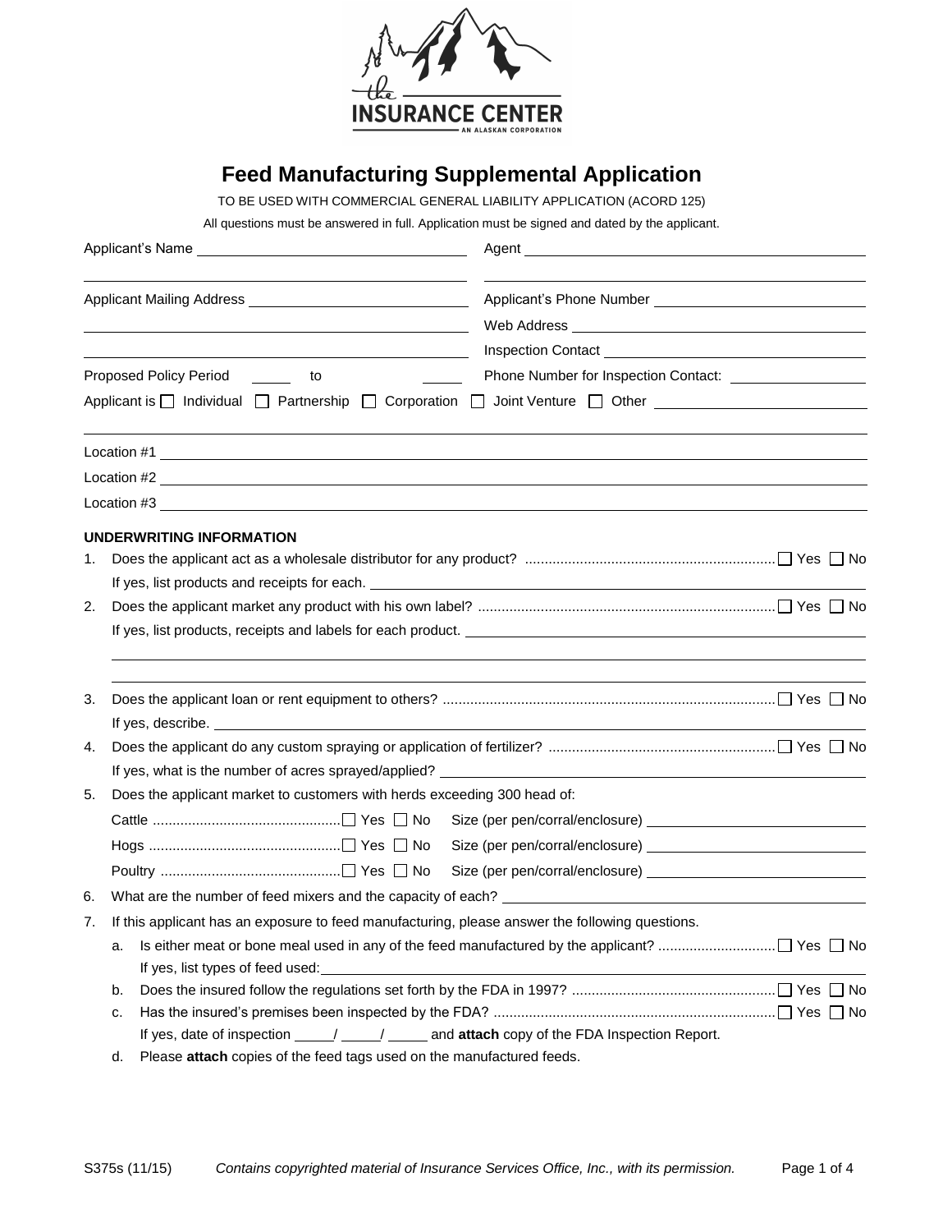# Feed Manufacturing Supplemental Application

TO BE USED WITH COMMERCIAL GENERAL LIABILITY APPLICATION (ACORD 125)

All questions must be answered in full. Application must be signed and dated by the applicant.

Applicant's Name ____________________ Agent ____________________

Applicant Mailing Address ____________________ Applicant's Phone Number ____________________

Web Address ____________________

Inspection Contact ____________________

Proposed Policy Period _____ to _____ Phone Number for Inspection Contact: ____________________

Applicant is ☐ Individual ☐ Partnership ☐ Corporation ☐ Joint Venture ☐ Other ____________________

Location #1 ____________________

Location #2 ____________________

Location #3 ____________________

**UNDERWRITING INFORMATION**

1. Does the applicant act as a wholesale distributor for any product? ☐ Yes ☐ No
   If yes, list products and receipts for each. ____________________
2. Does the applicant market any product with his own label? ☐ Yes ☐ No
   If yes, list products, receipts and labels for each product. ____________________
3. Does the applicant loan or rent equipment to others? ☐ Yes ☐ No
   If yes, describe. ____________________
4. Does the applicant do any custom spraying or application of fertilizer? ☐ Yes ☐ No
   If yes, what is the number of acres sprayed/applied? ____________________
5. Does the applicant market to customers with herds exceeding 300 head of:
   Cattle ☐ Yes ☐ No Size (per pen/corral/enclosure) ____________________
   Hogs ☐ Yes ☐ No Size (per pen/corral/enclosure) ____________________
   Poultry ☐ Yes ☐ No Size (per pen/corral/enclosure) ____________________
6. What are the number of feed mixers and the capacity of each? ____________________
7. If this applicant has an exposure to feed manufacturing, please answer the following questions.
   a. Is either meat or bone meal used in any of the feed manufactured by the applicant? ☐ Yes ☐ No
      If yes, list types of feed used: ____________________
   b. Does the insured follow the regulations set forth by the FDA in 1997? ☐ Yes ☐ No
   c. Has the insured's premises been inspected by the FDA? ☐ Yes ☐ No
      If yes, date of inspection ____/ ____/ ____ and **attach** copy of the FDA Inspection Report.
   d. Please **attach** copies of the feed tags used on the manufactured feeds.

S375s (11/15) *Contains copyrighted material of Insurance Services Office, Inc., with its permission.*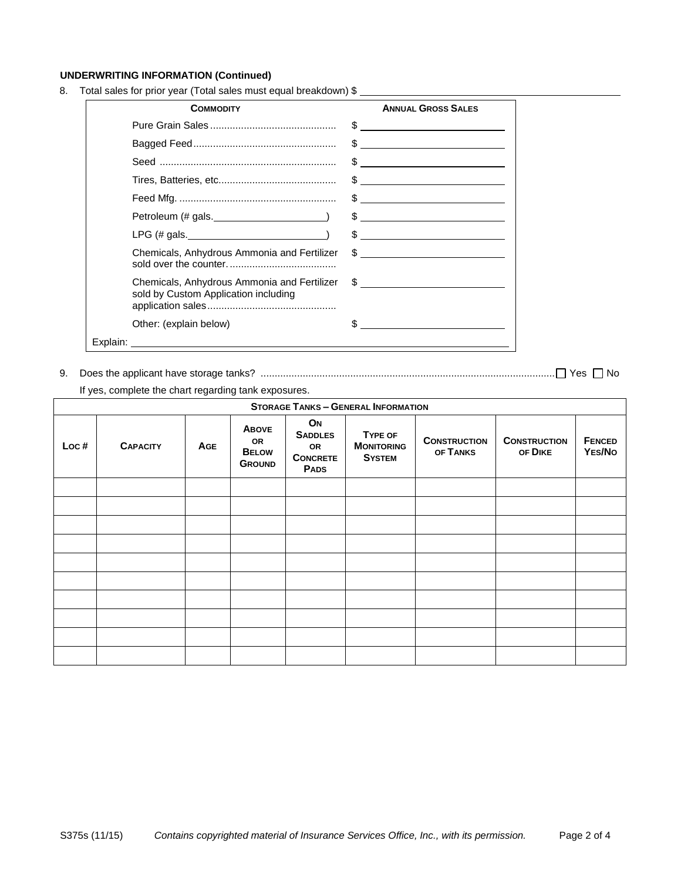**UNDERWRITING INFORMATION (Continued)**

8. Total sales for prior year (Total sales must equal breakdown) $ ____________________

| COMMODITY | ANNUAL GROSS SALES |
|---|---|
| Pure Grain Sales | $ |
| Bagged Feed | $ |
| Seed | $ |
| Tires, Batteries, etc. | $ |
| Feed Mfg. | $ |
| Petroleum (# gals.____________) | $ |
| LPG (# gals.____________) | $ |
| Chemicals, Anhydrous Ammonia and Fertilizer sold over the counter. | $ |
| Chemicals, Anhydrous Ammonia and Fertilizer sold by Custom Application including application sales | $ |
| Other: (explain below) | $ |
| Explain: | |

9. Does the applicant have storage tanks? ☐ Yes ☐ No

If yes, complete the chart regarding tank exposures.

**STORAGE TANKS – GENERAL INFORMATION**

| Loc # | Capacity | Age | Above or Below Ground | On Saddles or Concrete Pads | Type of Monitoring System | Construction of Tanks | Construction of Dike | Fenced Yes/No |
|---|---|---|---|---|---|---|---|---|
| | | | | | | | | |
| | | | | | | | | |
| | | | | | | | | |
| | | | | | | | | |
| | | | | | | | | |
| | | | | | | | | |
| | | | | | | | | |
| | | | | | | | | |
| | | | | | | | | |
| | | | | | | | | |

S375s (11/15) *Contains copyrighted material of Insurance Services Office, Inc., with its permission.*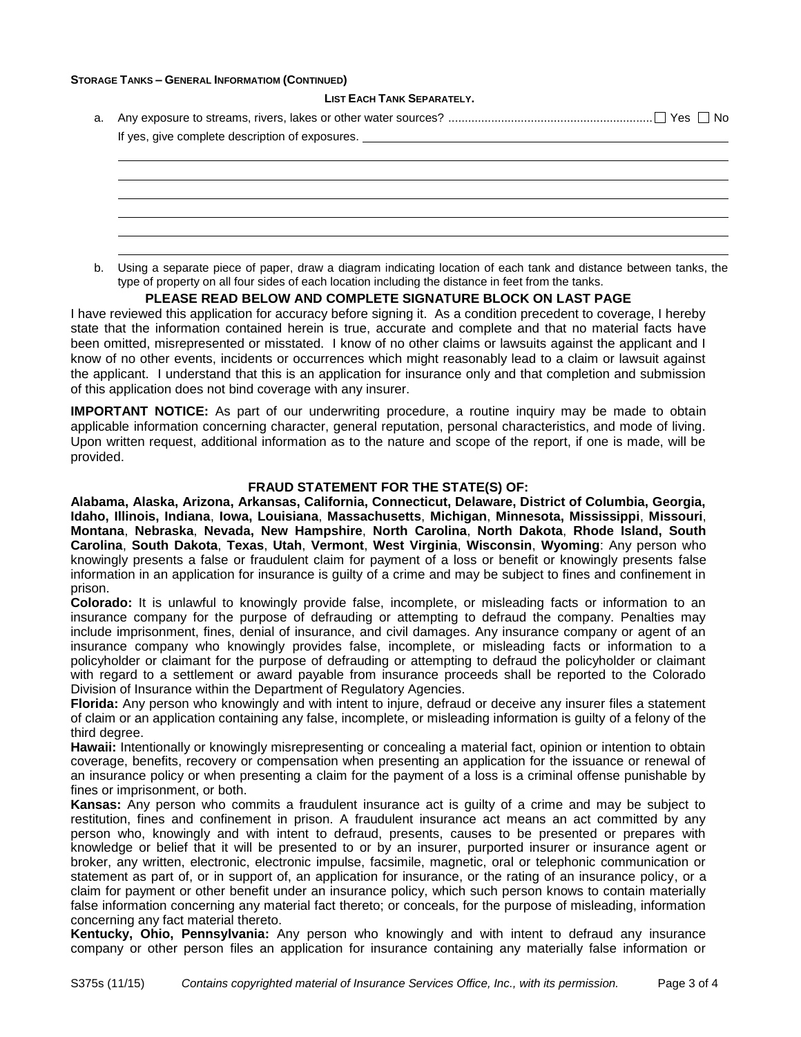**STORAGE TANKS – GENERAL INFORMATIOM (CONTINUED)**

**LIST EACH TANK SEPARATELY.**

a. Any exposure to streams, rivers, lakes or other water sources? ☐ Yes ☐ No

If yes, give complete description of exposures. ______________________________

______________________________

______________________________

______________________________

______________________________

______________________________

______________________________

b. Using a separate piece of paper, draw a diagram indicating location of each tank and distance between tanks, the type of property on all four sides of each location including the distance in feet from the tanks.

**PLEASE READ BELOW AND COMPLETE SIGNATURE BLOCK ON LAST PAGE**

I have reviewed this application for accuracy before signing it. As a condition precedent to coverage, I hereby state that the information contained herein is true, accurate and complete and that no material facts have been omitted, misrepresented or misstated. I know of no other claims or lawsuits against the applicant and I know of no other events, incidents or occurrences which might reasonably lead to a claim or lawsuit against the applicant. I understand that this is an application for insurance only and that completion and submission of this application does not bind coverage with any insurer.

**IMPORTANT NOTICE:** As part of our underwriting procedure, a routine inquiry may be made to obtain applicable information concerning character, general reputation, personal characteristics, and mode of living. Upon written request, additional information as to the nature and scope of the report, if one is made, will be provided.

**FRAUD STATEMENT FOR THE STATE(S) OF:**

**Alabama, Alaska, Arizona, Arkansas, California, Connecticut, Delaware, District of Columbia, Georgia, Idaho, Illinois, Indiana**, **Iowa, Louisiana**, **Massachusetts**, **Michigan**, **Minnesota, Mississippi**, **Missouri**, **Montana**, **Nebraska**, **Nevada, New Hampshire**, **North Carolina**, **North Dakota**, **Rhode Island, South Carolina**, **South Dakota**, **Texas**, **Utah**, **Vermont**, **West Virginia**, **Wisconsin**, **Wyoming**: Any person who knowingly presents a false or fraudulent claim for payment of a loss or benefit or knowingly presents false information in an application for insurance is guilty of a crime and may be subject to fines and confinement in prison.

**Colorado:** It is unlawful to knowingly provide false, incomplete, or misleading facts or information to an insurance company for the purpose of defrauding or attempting to defraud the company. Penalties may include imprisonment, fines, denial of insurance, and civil damages. Any insurance company or agent of an insurance company who knowingly provides false, incomplete, or misleading facts or information to a policyholder or claimant for the purpose of defrauding or attempting to defraud the policyholder or claimant with regard to a settlement or award payable from insurance proceeds shall be reported to the Colorado Division of Insurance within the Department of Regulatory Agencies.

**Florida:** Any person who knowingly and with intent to injure, defraud or deceive any insurer files a statement of claim or an application containing any false, incomplete, or misleading information is guilty of a felony of the third degree.

**Hawaii:** Intentionally or knowingly misrepresenting or concealing a material fact, opinion or intention to obtain coverage, benefits, recovery or compensation when presenting an application for the issuance or renewal of an insurance policy or when presenting a claim for the payment of a loss is a criminal offense punishable by fines or imprisonment, or both.

**Kansas:** Any person who commits a fraudulent insurance act is guilty of a crime and may be subject to restitution, fines and confinement in prison. A fraudulent insurance act means an act committed by any person who, knowingly and with intent to defraud, presents, causes to be presented or prepares with knowledge or belief that it will be presented to or by an insurer, purported insurer or insurance agent or broker, any written, electronic, electronic impulse, facsimile, magnetic, oral or telephonic communication or statement as part of, or in support of, an application for insurance, or the rating of an insurance policy, or a claim for payment or other benefit under an insurance policy, which such person knows to contain materially false information concerning any material fact thereto; or conceals, for the purpose of misleading, information concerning any fact material thereto.

**Kentucky, Ohio, Pennsylvania:** Any person who knowingly and with intent to defraud any insurance company or other person files an application for insurance containing any materially false information or

S375s (11/15) *Contains copyrighted material of Insurance Services Office, Inc., with its permission.*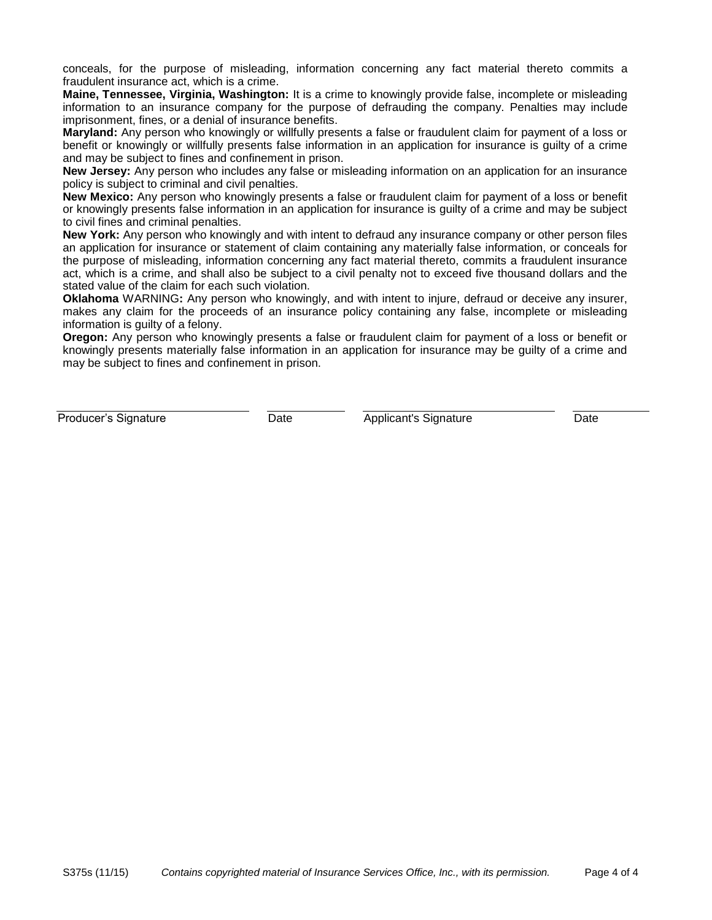conceals, for the purpose of misleading, information concerning any fact material thereto commits a fraudulent insurance act, which is a crime.

**Maine, Tennessee, Virginia, Washington:** It is a crime to knowingly provide false, incomplete or misleading information to an insurance company for the purpose of defrauding the company. Penalties may include imprisonment, fines, or a denial of insurance benefits.

**Maryland:** Any person who knowingly or willfully presents a false or fraudulent claim for payment of a loss or benefit or knowingly or willfully presents false information in an application for insurance is guilty of a crime and may be subject to fines and confinement in prison.

**New Jersey:** Any person who includes any false or misleading information on an application for an insurance policy is subject to criminal and civil penalties.

**New Mexico:** Any person who knowingly presents a false or fraudulent claim for payment of a loss or benefit or knowingly presents false information in an application for insurance is guilty of a crime and may be subject to civil fines and criminal penalties.

**New York:** Any person who knowingly and with intent to defraud any insurance company or other person files an application for insurance or statement of claim containing any materially false information, or conceals for the purpose of misleading, information concerning any fact material thereto, commits a fraudulent insurance act, which is a crime, and shall also be subject to a civil penalty not to exceed five thousand dollars and the stated value of the claim for each such violation.

**Oklahoma** WARNING**:** Any person who knowingly, and with intent to injure, defraud or deceive any insurer, makes any claim for the proceeds of an insurance policy containing any false, incomplete or misleading information is guilty of a felony.

**Oregon:** Any person who knowingly presents a false or fraudulent claim for payment of a loss or benefit or knowingly presents materially false information in an application for insurance may be guilty of a crime and may be subject to fines and confinement in prison.

| | | | |
|---|---|---|---|
| Producer's Signature | Date | Applicant's Signature | Date |

S375s (11/15) *Contains copyrighted material of Insurance Services Office, Inc., with its permission.*